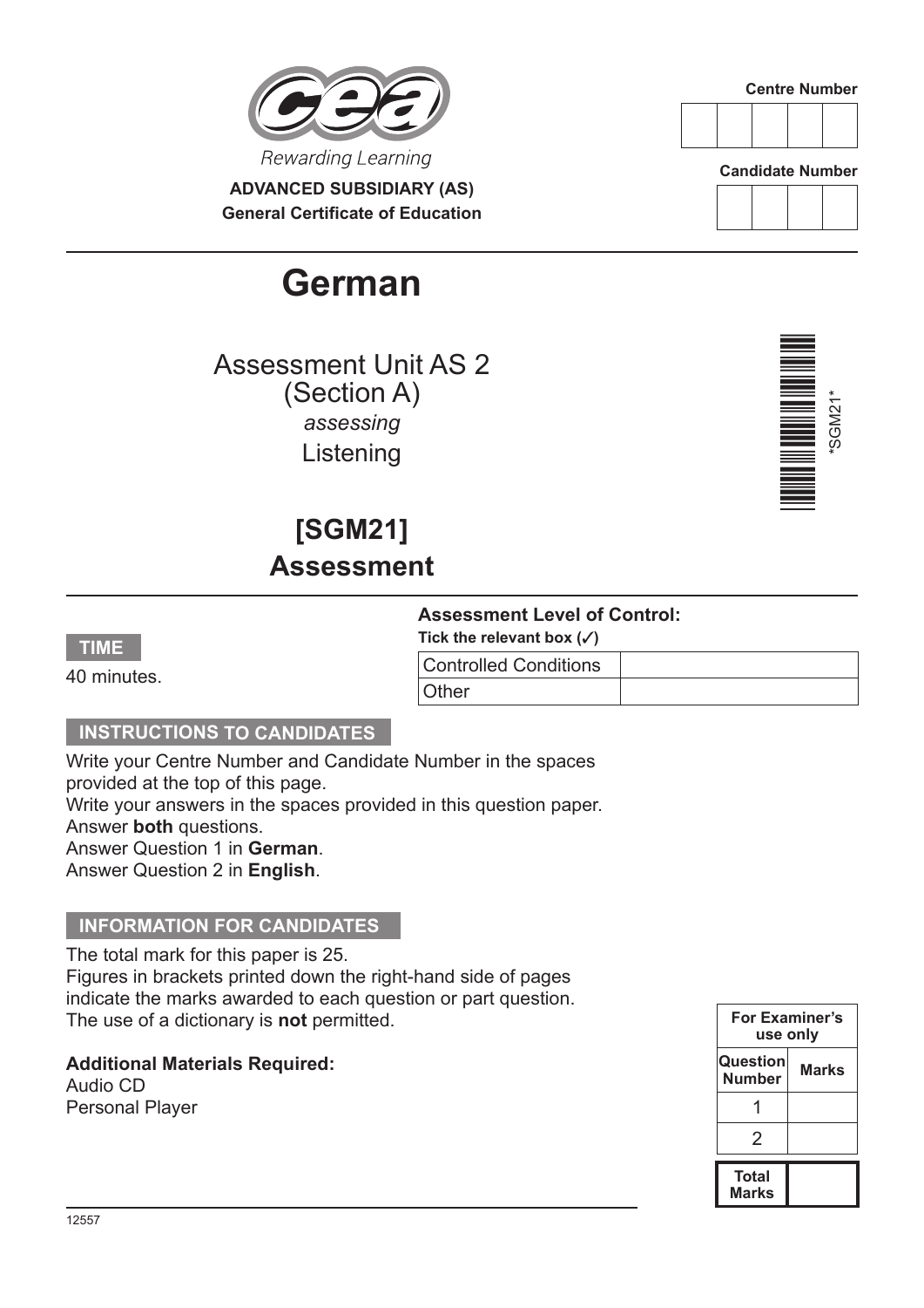Rewarding Learning

**ADVANCED SUBSIDIARY (AS)**
**General Certificate of Education**

**Centre Number**

| | | | | |
|---|---|---|---|---|
| | | | | |

**Candidate Number**

| | | | |
|---|---|---|---|
| | | | |

# German

Assessment Unit AS 2
(Section A)
*assessing*
Listening

## [SGM21]
## Assessment

*SGM21*

**TIME**

40 minutes.

**Assessment Level of Control:**
**Tick the relevant box (✓)**

| | |
|---|---|
| Controlled Conditions | |
| Other | |

**INSTRUCTIONS TO CANDIDATES**

Write your Centre Number and Candidate Number in the spaces provided at the top of this page.
Write your answers in the spaces provided in this question paper.
Answer **both** questions.
Answer Question 1 in **German**.
Answer Question 2 in **English**.

**INFORMATION FOR CANDIDATES**

The total mark for this paper is 25.
Figures in brackets printed down the right-hand side of pages indicate the marks awarded to each question or part question.
The use of a dictionary is **not** permitted.

**Additional Materials Required:**
Audio CD
Personal Player

| For Examiner's use only | |
|---|---|
| **Question Number** | **Marks** |
| 1 | |
| 2 | |
| **Total Marks** | |

12557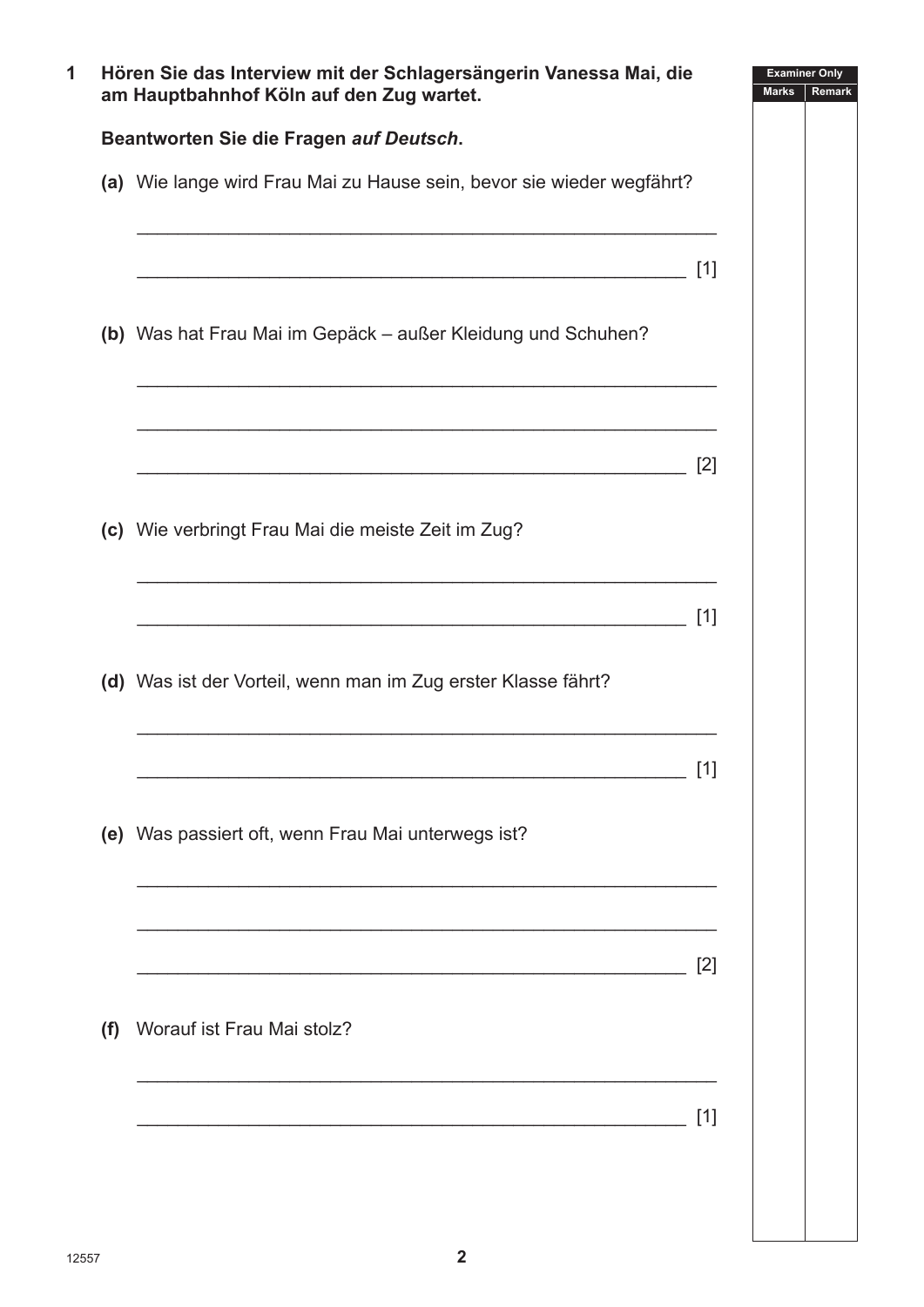**1 Hören Sie das Interview mit der Schlagersängerin Vanessa Mai, die am Hauptbahnhof Köln auf den Zug wartet.**

**Beantworten Sie die Fragen *auf Deutsch*.**

**(a)** Wie lange wird Frau Mai zu Hause sein, bevor sie wieder wegfährt?

______________________________________________________

______________________________________________________ [1]

**(b)** Was hat Frau Mai im Gepäck – außer Kleidung und Schuhen?

______________________________________________________

______________________________________________________

______________________________________________________ [2]

**(c)** Wie verbringt Frau Mai die meiste Zeit im Zug?

______________________________________________________

______________________________________________________ [1]

**(d)** Was ist der Vorteil, wenn man im Zug erster Klasse fährt?

______________________________________________________

______________________________________________________ [1]

**(e)** Was passiert oft, wenn Frau Mai unterwegs ist?

______________________________________________________

______________________________________________________

______________________________________________________ [2]

**(f)** Worauf ist Frau Mai stolz?

______________________________________________________

______________________________________________________ [1]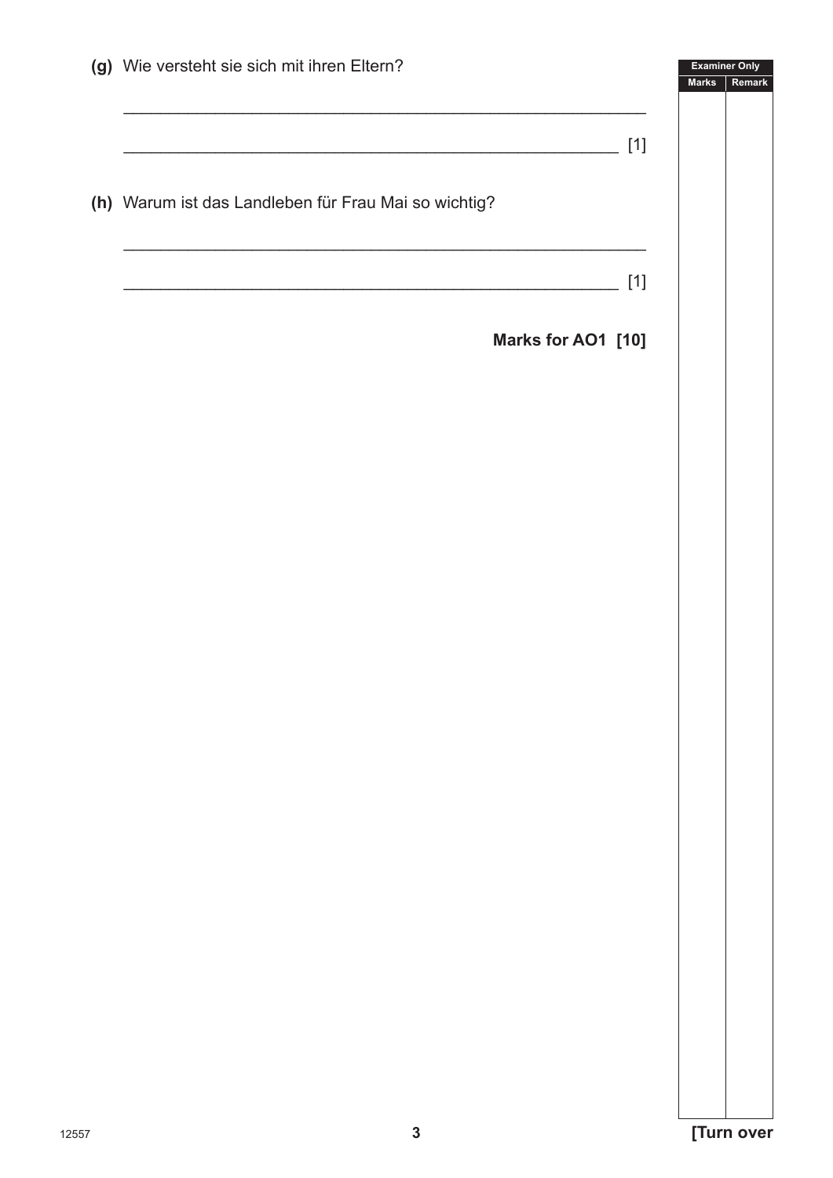**(g)** Wie versteht sie sich mit ihren Eltern?

_______________________________________________________

_______________________________________________________ [1]

**(h)** Warum ist das Landleben für Frau Mai so wichtig?

_______________________________________________________

_______________________________________________________ [1]

**Marks for AO1 [10]**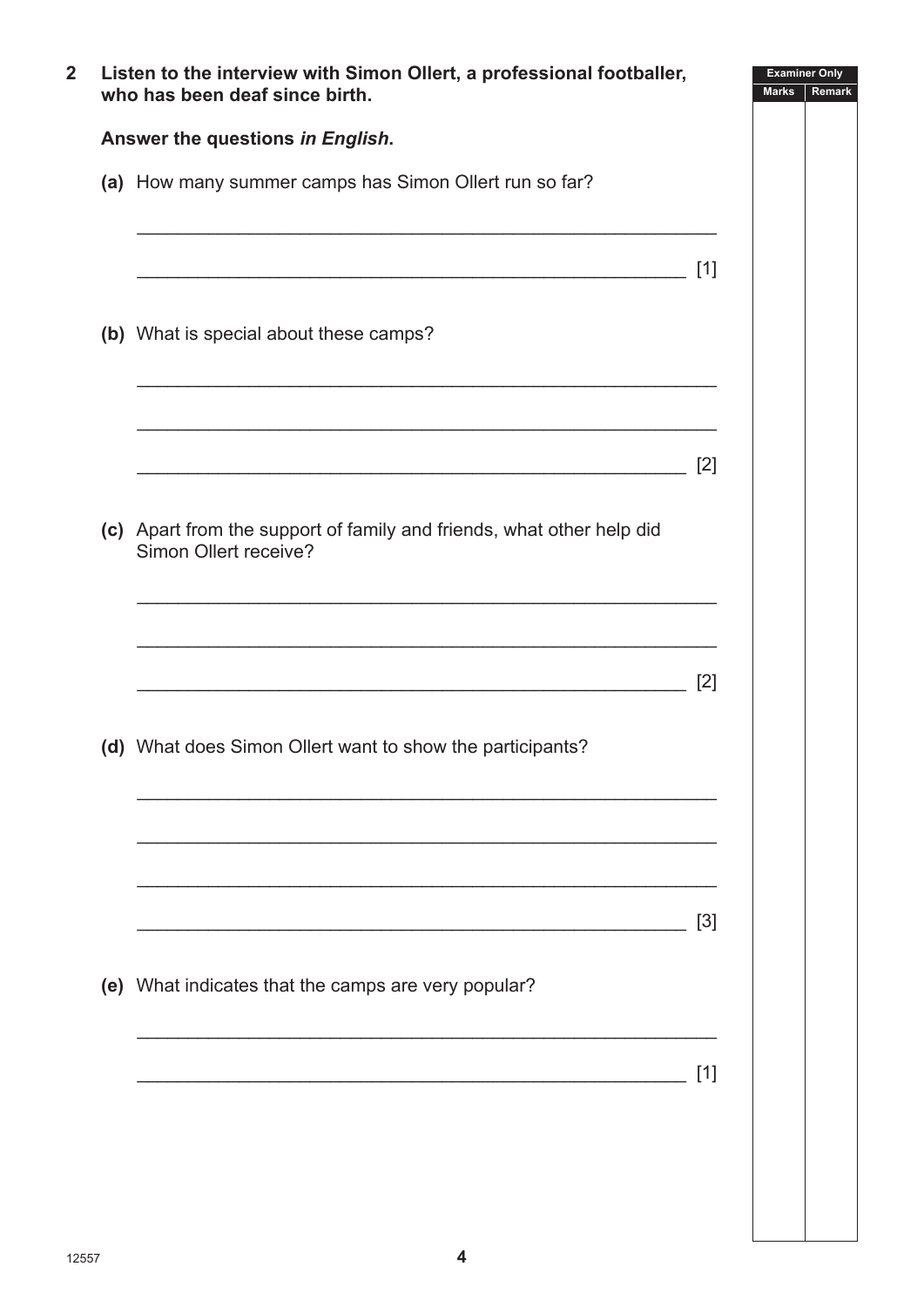**2 Listen to the interview with Simon Ollert, a professional footballer, who has been deaf since birth.**

**Answer the questions *in English*.**

(a) How many summer camps has Simon Ollert run so far?

_______________________________________________________

_______________________________________________________ [1]

(b) What is special about these camps?

_______________________________________________________

_______________________________________________________

_______________________________________________________ [2]

(c) Apart from the support of family and friends, what other help did Simon Ollert receive?

_______________________________________________________

_______________________________________________________

_______________________________________________________ [2]

(d) What does Simon Ollert want to show the participants?

_______________________________________________________

_______________________________________________________

_______________________________________________________

_______________________________________________________ [3]

(e) What indicates that the camps are very popular?

_______________________________________________________

_______________________________________________________ [1]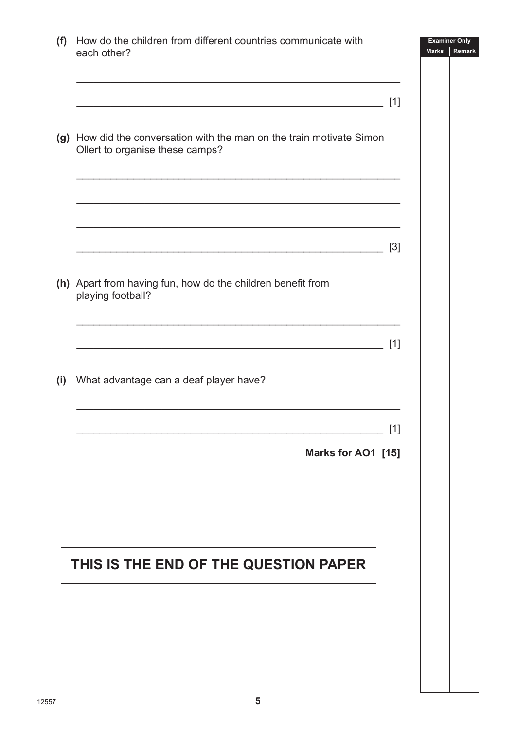**(f)** How do the children from different countries communicate with each other?

_______________________________________________________

_______________________________________________________ [1]

**(g)** How did the conversation with the man on the train motivate Simon Ollert to organise these camps?

_______________________________________________________

_______________________________________________________

_______________________________________________________

_______________________________________________________ [3]

**(h)** Apart from having fun, how do the children benefit from playing football?

_______________________________________________________

_______________________________________________________ [1]

**(i)** What advantage can a deaf player have?

_______________________________________________________

_______________________________________________________ [1]

**Marks for AO1 [15]**

## THIS IS THE END OF THE QUESTION PAPER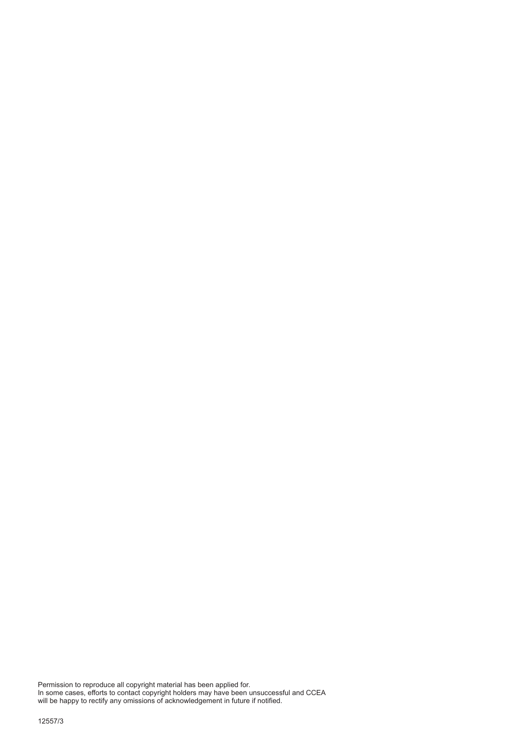Permission to reproduce all copyright material has been applied for.
In some cases, efforts to contact copyright holders may have been unsuccessful and CCEA will be happy to rectify any omissions of acknowledgement in future if notified.

12557/3